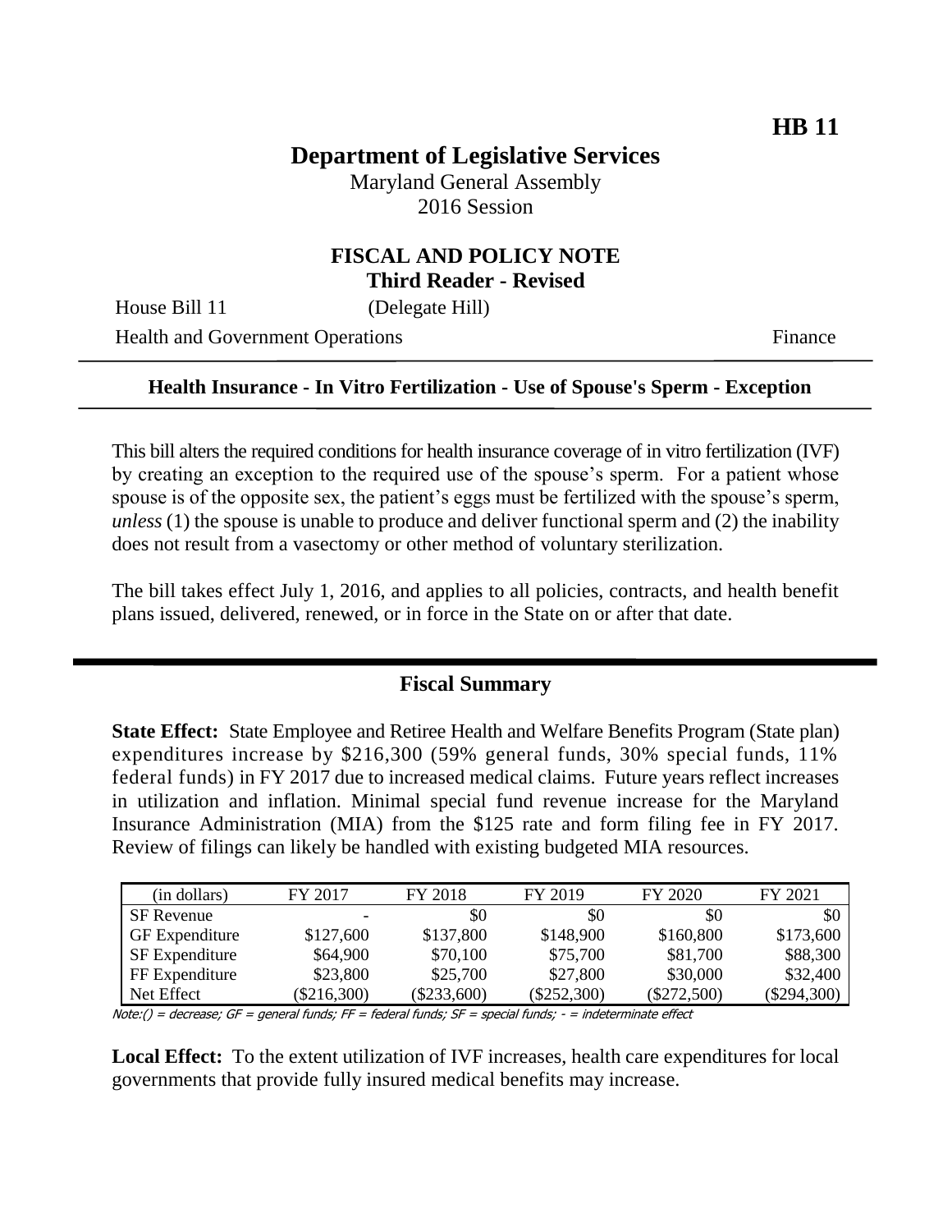**HB 11**

# Department of Legislative Services

Maryland General Assembly
2016 Session

## FISCAL AND POLICY NOTE
**Third Reader - Revised**

House Bill 11 (Delegate Hill)
Health and Government Operations Finance

**Health Insurance - In Vitro Fertilization - Use of Spouse's Sperm - Exception**

This bill alters the required conditions for health insurance coverage of in vitro fertilization (IVF) by creating an exception to the required use of the spouse's sperm. For a patient whose spouse is of the opposite sex, the patient's eggs must be fertilized with the spouse's sperm, *unless* (1) the spouse is unable to produce and deliver functional sperm and (2) the inability does not result from a vasectomy or other method of voluntary sterilization.

The bill takes effect July 1, 2016, and applies to all policies, contracts, and health benefit plans issued, delivered, renewed, or in force in the State on or after that date.

## Fiscal Summary

**State Effect:** State Employee and Retiree Health and Welfare Benefits Program (State plan) expenditures increase by $216,300 (59% general funds, 30% special funds, 11% federal funds) in FY 2017 due to increased medical claims. Future years reflect increases in utilization and inflation. Minimal special fund revenue increase for the Maryland Insurance Administration (MIA) from the $125 rate and form filing fee in FY 2017. Review of filings can likely be handled with existing budgeted MIA resources.

| (in dollars) | FY 2017 | FY 2018 | FY 2019 | FY 2020 | FY 2021 |
|---|---|---|---|---|---|
| SF Revenue | - | $0 | $0 | $0 | $0 |
| GF Expenditure | $127,600 | $137,800 | $148,900 | $160,800 | $173,600 |
| SF Expenditure | $64,900 | $70,100 | $75,700 | $81,700 | $88,300 |
| FF Expenditure | $23,800 | $25,700 | $27,800 | $30,000 | $32,400 |
| Net Effect | ($216,300) | ($233,600) | ($252,300) | ($272,500) | ($294,300) |

Note:() = decrease; GF = general funds; FF = federal funds; SF = special funds; - = indeterminate effect

**Local Effect:** To the extent utilization of IVF increases, health care expenditures for local governments that provide fully insured medical benefits may increase.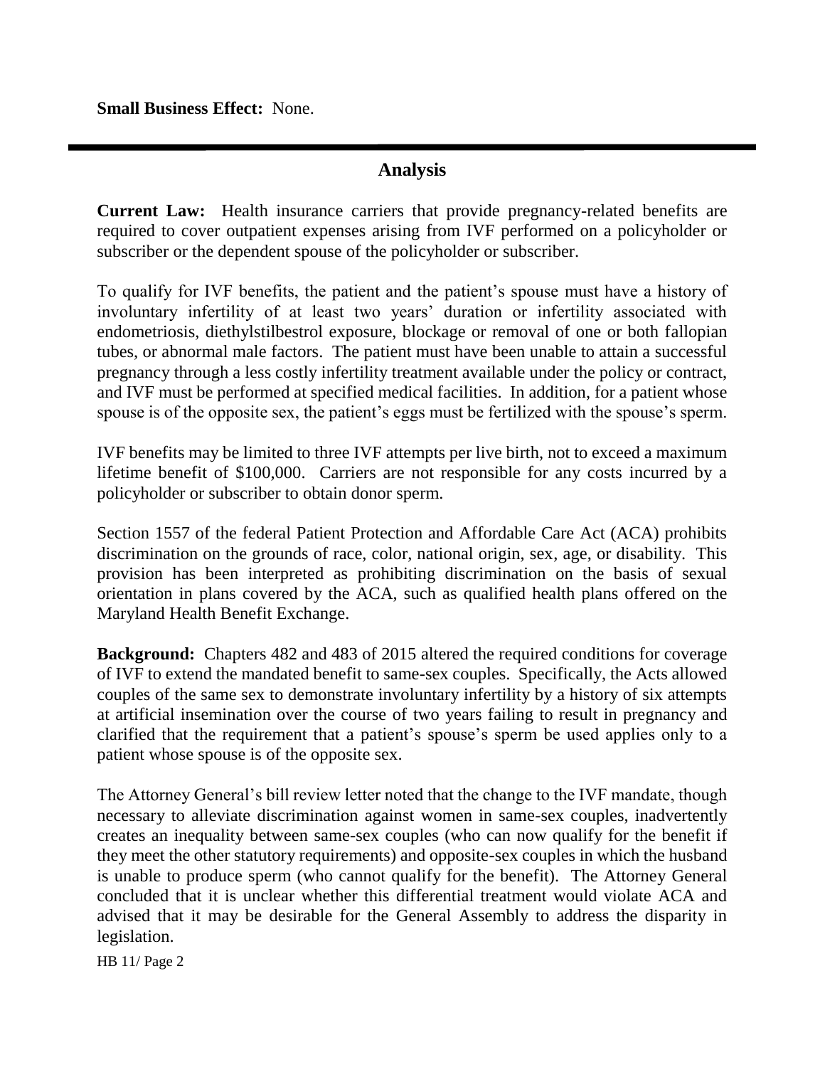**Small Business Effect:** None.

## Analysis

**Current Law:** Health insurance carriers that provide pregnancy-related benefits are required to cover outpatient expenses arising from IVF performed on a policyholder or subscriber or the dependent spouse of the policyholder or subscriber.

To qualify for IVF benefits, the patient and the patient's spouse must have a history of involuntary infertility of at least two years' duration or infertility associated with endometriosis, diethylstilbestrol exposure, blockage or removal of one or both fallopian tubes, or abnormal male factors. The patient must have been unable to attain a successful pregnancy through a less costly infertility treatment available under the policy or contract, and IVF must be performed at specified medical facilities. In addition, for a patient whose spouse is of the opposite sex, the patient's eggs must be fertilized with the spouse's sperm.

IVF benefits may be limited to three IVF attempts per live birth, not to exceed a maximum lifetime benefit of $100,000. Carriers are not responsible for any costs incurred by a policyholder or subscriber to obtain donor sperm.

Section 1557 of the federal Patient Protection and Affordable Care Act (ACA) prohibits discrimination on the grounds of race, color, national origin, sex, age, or disability. This provision has been interpreted as prohibiting discrimination on the basis of sexual orientation in plans covered by the ACA, such as qualified health plans offered on the Maryland Health Benefit Exchange.

**Background:** Chapters 482 and 483 of 2015 altered the required conditions for coverage of IVF to extend the mandated benefit to same-sex couples. Specifically, the Acts allowed couples of the same sex to demonstrate involuntary infertility by a history of six attempts at artificial insemination over the course of two years failing to result in pregnancy and clarified that the requirement that a patient's spouse's sperm be used applies only to a patient whose spouse is of the opposite sex.

The Attorney General's bill review letter noted that the change to the IVF mandate, though necessary to alleviate discrimination against women in same-sex couples, inadvertently creates an inequality between same-sex couples (who can now qualify for the benefit if they meet the other statutory requirements) and opposite-sex couples in which the husband is unable to produce sperm (who cannot qualify for the benefit). The Attorney General concluded that it is unclear whether this differential treatment would violate ACA and advised that it may be desirable for the General Assembly to address the disparity in legislation.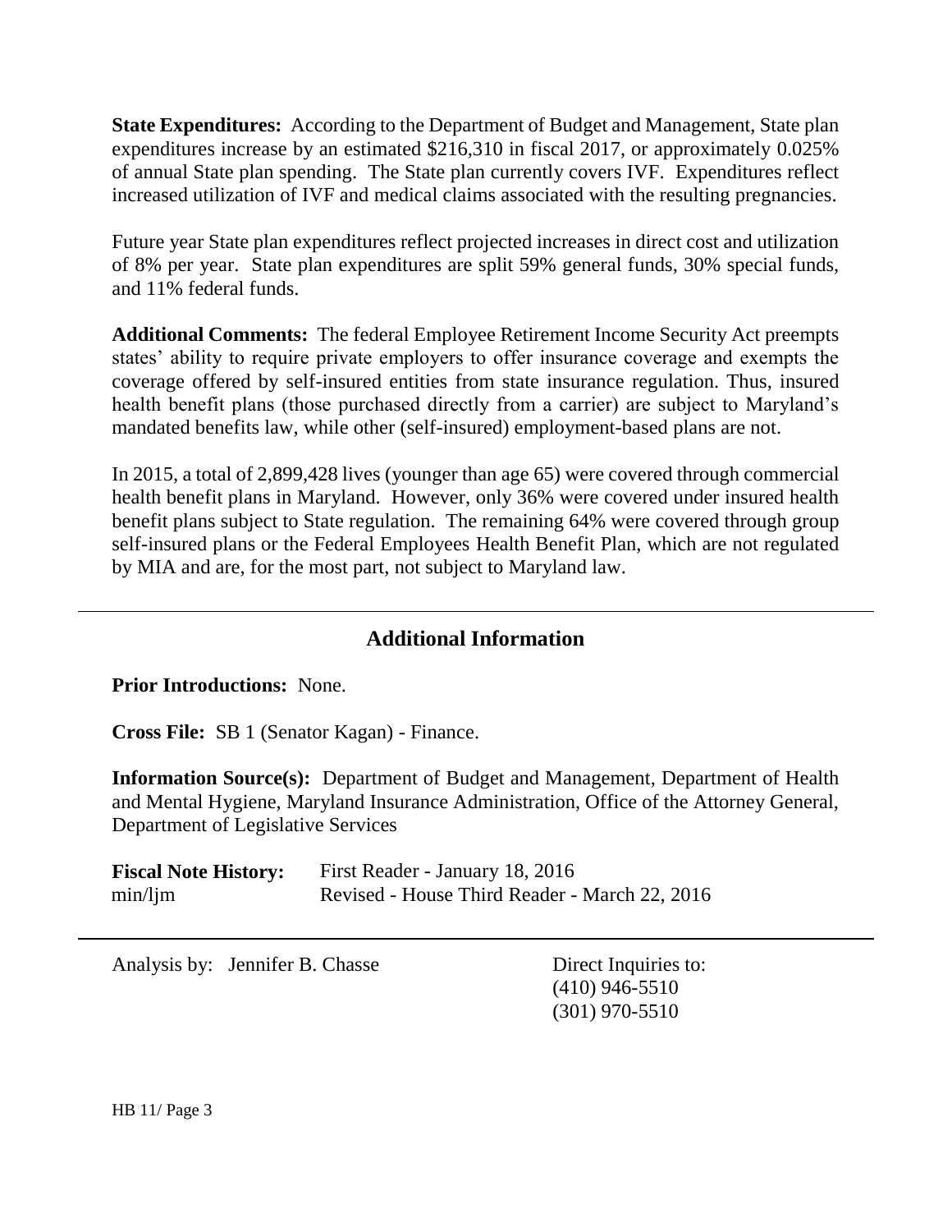**State Expenditures:** According to the Department of Budget and Management, State plan expenditures increase by an estimated $216,310 in fiscal 2017, or approximately 0.025% of annual State plan spending. The State plan currently covers IVF. Expenditures reflect increased utilization of IVF and medical claims associated with the resulting pregnancies.

Future year State plan expenditures reflect projected increases in direct cost and utilization of 8% per year. State plan expenditures are split 59% general funds, 30% special funds, and 11% federal funds.

**Additional Comments:** The federal Employee Retirement Income Security Act preempts states' ability to require private employers to offer insurance coverage and exempts the coverage offered by self-insured entities from state insurance regulation. Thus, insured health benefit plans (those purchased directly from a carrier) are subject to Maryland's mandated benefits law, while other (self-insured) employment-based plans are not.

In 2015, a total of 2,899,428 lives (younger than age 65) were covered through commercial health benefit plans in Maryland. However, only 36% were covered under insured health benefit plans subject to State regulation. The remaining 64% were covered through group self-insured plans or the Federal Employees Health Benefit Plan, which are not regulated by MIA and are, for the most part, not subject to Maryland law.

---

## Additional Information

**Prior Introductions:** None.

**Cross File:** SB 1 (Senator Kagan) - Finance.

**Information Source(s):** Department of Budget and Management, Department of Health and Mental Hygiene, Maryland Insurance Administration, Office of the Attorney General, Department of Legislative Services

| | |
|---|---|
| **Fiscal Note History:** | First Reader - January 18, 2016 |
| min/ljm | Revised - House Third Reader - March 22, 2016 |

---

Analysis by: Jennifer B. Chasse

Direct Inquiries to:
(410) 946-5510
(301) 970-5510